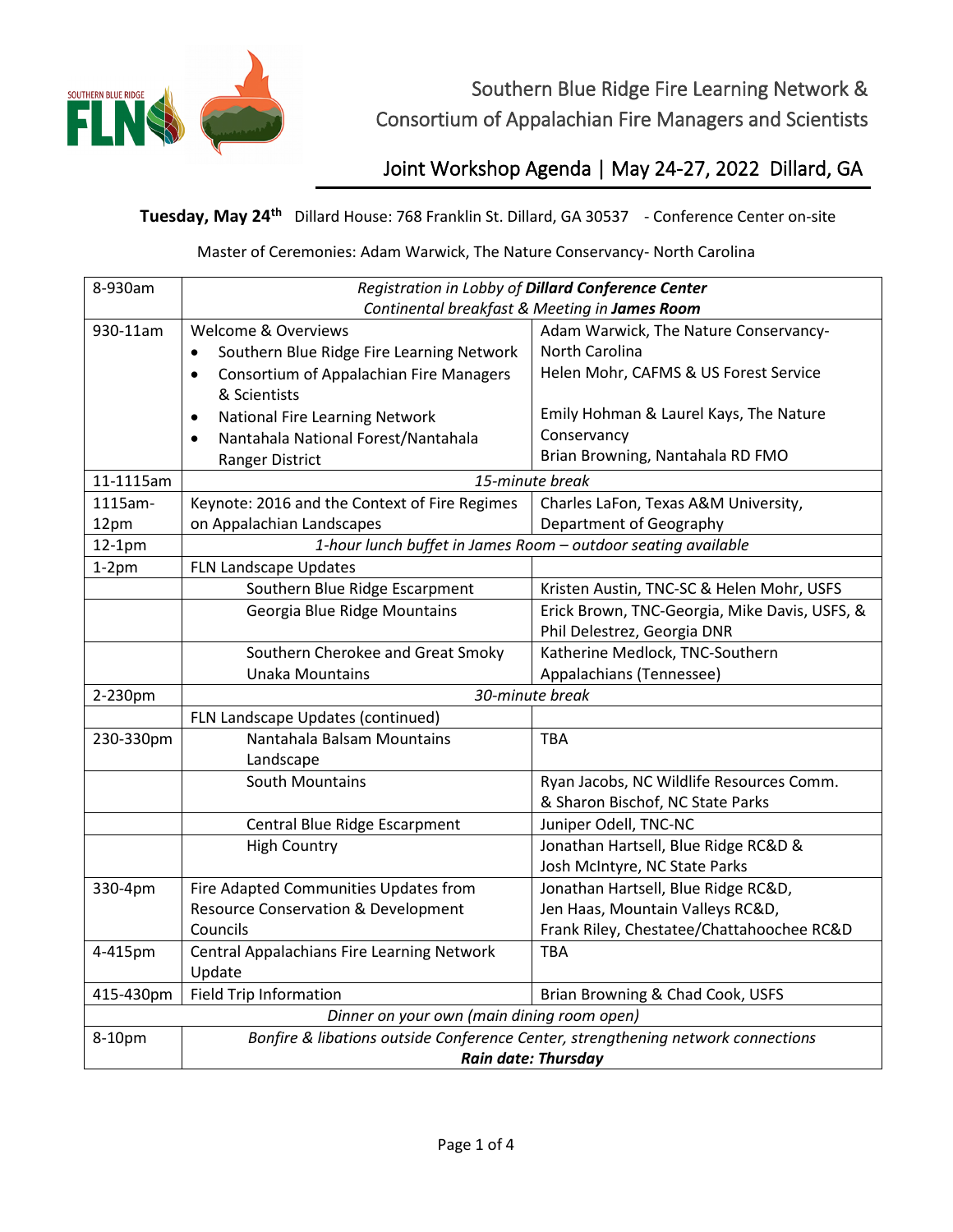# Southern Blue Ridge Fire Learning Network & Consortium of Appalachian Fire Managers and Scientists

## Joint Workshop Agenda | May 24-27, 2022 Dillard, GA

**Tuesday, May 24th** Dillard House: 768 Franklin St. Dillard, GA 30537 - Conference Center on-site

Master of Ceremonies: Adam Warwick, The Nature Conservancy- North Carolina

| Time | Session | Presenter(s) |
|---|---|---|
| 8-930am | *Registration in Lobby of **Dillard Conference Center*** <br> *Continental breakfast & Meeting in **James Room*** | |
| 930-11am | Welcome & Overviews <br> • Southern Blue Ridge Fire Learning Network <br> • Consortium of Appalachian Fire Managers & Scientists <br> • National Fire Learning Network <br> • Nantahala National Forest/Nantahala Ranger District | Adam Warwick, The Nature Conservancy- North Carolina <br> Helen Mohr, CAFMS & US Forest Service <br> Emily Hohman & Laurel Kays, The Nature Conservancy <br> Brian Browning, Nantahala RD FMO |
| 11-1115am | *15-minute break* | |
| 1115am-12pm | Keynote: 2016 and the Context of Fire Regimes on Appalachian Landscapes | Charles LaFon, Texas A&M University, Department of Geography |
| 12-1pm | *1-hour lunch buffet in James Room – outdoor seating available* | |
| 1-2pm | FLN Landscape Updates | |
| | Southern Blue Ridge Escarpment | Kristen Austin, TNC-SC & Helen Mohr, USFS |
| | Georgia Blue Ridge Mountains | Erick Brown, TNC-Georgia, Mike Davis, USFS, & Phil Delestrez, Georgia DNR |
| | Southern Cherokee and Great Smoky Unaka Mountains | Katherine Medlock, TNC-Southern Appalachians (Tennessee) |
| 2-230pm | *30-minute break* | |
| | FLN Landscape Updates (continued) | |
| 230-330pm | Nantahala Balsam Mountains Landscape | TBA |
| | South Mountains | Ryan Jacobs, NC Wildlife Resources Comm. & Sharon Bischof, NC State Parks |
| | Central Blue Ridge Escarpment | Juniper Odell, TNC-NC |
| | High Country | Jonathan Hartsell, Blue Ridge RC&D & Josh McIntyre, NC State Parks |
| 330-4pm | Fire Adapted Communities Updates from Resource Conservation & Development Councils | Jonathan Hartsell, Blue Ridge RC&D, <br> Jen Haas, Mountain Valleys RC&D, <br> Frank Riley, Chestatee/Chattahoochee RC&D |
| 4-415pm | Central Appalachians Fire Learning Network Update | TBA |
| 415-430pm | Field Trip Information | Brian Browning & Chad Cook, USFS |
| *Dinner on your own (main dining room open)* | | |
| 8-10pm | *Bonfire & libations outside Conference Center, strengthening network connections* <br> ***Rain date: Thursday*** | |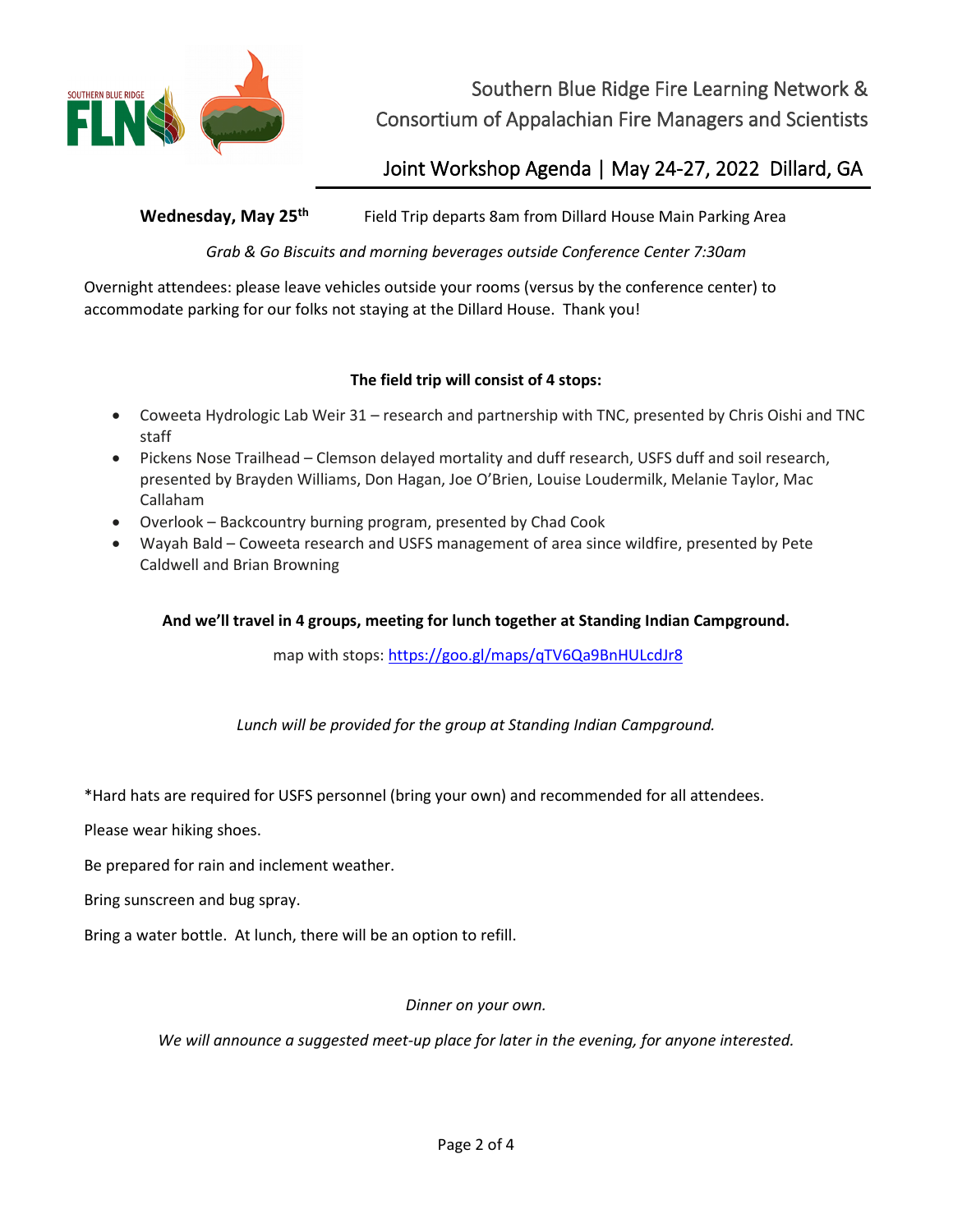Southern Blue Ridge Fire Learning Network &
Consortium of Appalachian Fire Managers and Scientists

## Joint Workshop Agenda | May 24-27, 2022 Dillard, GA

**Wednesday, May 25th** Field Trip departs 8am from Dillard House Main Parking Area

*Grab & Go Biscuits and morning beverages outside Conference Center 7:30am*

Overnight attendees: please leave vehicles outside your rooms (versus by the conference center) to accommodate parking for our folks not staying at the Dillard House. Thank you!

**The field trip will consist of 4 stops:**

- Coweeta Hydrologic Lab Weir 31 – research and partnership with TNC, presented by Chris Oishi and TNC staff
- Pickens Nose Trailhead – Clemson delayed mortality and duff research, USFS duff and soil research, presented by Brayden Williams, Don Hagan, Joe O'Brien, Louise Loudermilk, Melanie Taylor, Mac Callaham
- Overlook – Backcountry burning program, presented by Chad Cook
- Wayah Bald – Coweeta research and USFS management of area since wildfire, presented by Pete Caldwell and Brian Browning

**And we'll travel in 4 groups, meeting for lunch together at Standing Indian Campground.**

map with stops: https://goo.gl/maps/qTV6Qa9BnHULcdJr8

*Lunch will be provided for the group at Standing Indian Campground.*

*Hard hats are required for USFS personnel (bring your own) and recommended for all attendees.

Please wear hiking shoes.

Be prepared for rain and inclement weather.

Bring sunscreen and bug spray.

Bring a water bottle. At lunch, there will be an option to refill.

*Dinner on your own.*

*We will announce a suggested meet-up place for later in the evening, for anyone interested.*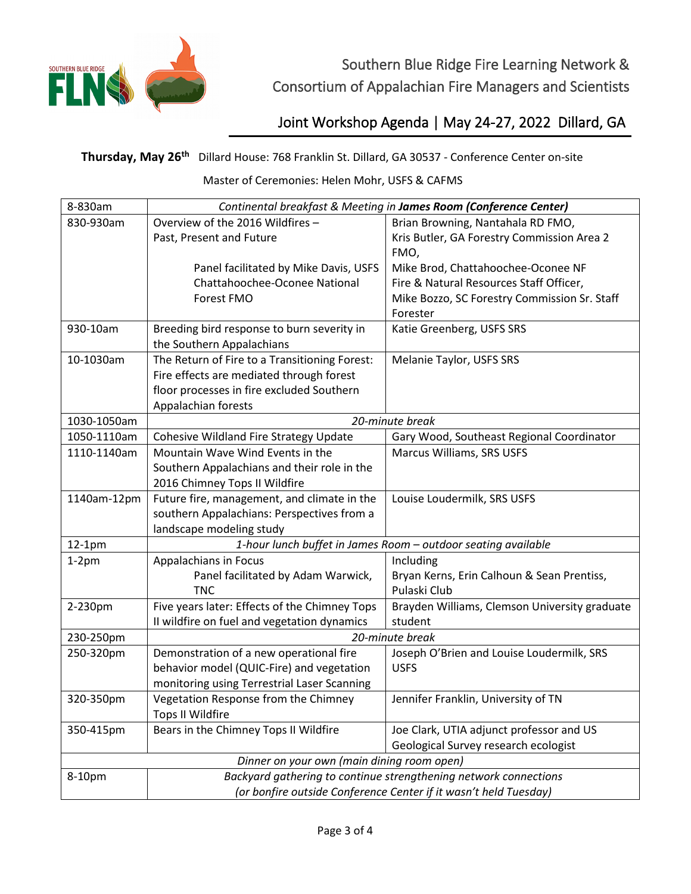Southern Blue Ridge Fire Learning Network &
Consortium of Appalachian Fire Managers and Scientists

## Joint Workshop Agenda | May 24-27, 2022 Dillard, GA

**Thursday, May 26th** Dillard House: 768 Franklin St. Dillard, GA 30537 - Conference Center on-site

Master of Ceremonies: Helen Mohr, USFS & CAFMS

| Time | Session | Presenter(s) |
|---|---|---|
| 8-830am | *Continental breakfast & Meeting in **James Room (Conference Center)*** | |
| 830-930am | Overview of the 2016 Wildfires – Past, Present and Future<br><br>Panel facilitated by Mike Davis, USFS Chattahoochee-Oconee National Forest FMO | Brian Browning, Nantahala RD FMO,<br>Kris Butler, GA Forestry Commission Area 2 FMO,<br>Mike Brod, Chattahoochee-Oconee NF Fire & Natural Resources Staff Officer,<br>Mike Bozzo, SC Forestry Commission Sr. Staff Forester |
| 930-10am | Breeding bird response to burn severity in the Southern Appalachians | Katie Greenberg, USFS SRS |
| 10-1030am | The Return of Fire to a Transitioning Forest: Fire effects are mediated through forest floor processes in fire excluded Southern Appalachian forests | Melanie Taylor, USFS SRS |
| 1030-1050am | *20-minute break* | |
| 1050-1110am | Cohesive Wildland Fire Strategy Update | Gary Wood, Southeast Regional Coordinator |
| 1110-1140am | Mountain Wave Wind Events in the Southern Appalachians and their role in the 2016 Chimney Tops II Wildfire | Marcus Williams, SRS USFS |
| 1140am-12pm | Future fire, management, and climate in the southern Appalachians: Perspectives from a landscape modeling study | Louise Loudermilk, SRS USFS |
| 12-1pm | *1-hour lunch buffet in James Room – outdoor seating available* | |
| 1-2pm | Appalachians in Focus<br>Panel facilitated by Adam Warwick, TNC | Including<br>Bryan Kerns, Erin Calhoun & Sean Prentiss, Pulaski Club |
| 2-230pm | Five years later: Effects of the Chimney Tops II wildfire on fuel and vegetation dynamics | Brayden Williams, Clemson University graduate student |
| 230-250pm | *20-minute break* | |
| 250-320pm | Demonstration of a new operational fire behavior model (QUIC-Fire) and vegetation monitoring using Terrestrial Laser Scanning | Joseph O'Brien and Louise Loudermilk, SRS USFS |
| 320-350pm | Vegetation Response from the Chimney Tops II Wildfire | Jennifer Franklin, University of TN |
| 350-415pm | Bears in the Chimney Tops II Wildfire | Joe Clark, UTIA adjunct professor and US Geological Survey research ecologist |
| *Dinner on your own (main dining room open)* | | |
| 8-10pm | *Backyard gathering to continue strengthening network connections*<br>*(or bonfire outside Conference Center if it wasn't held Tuesday)* | |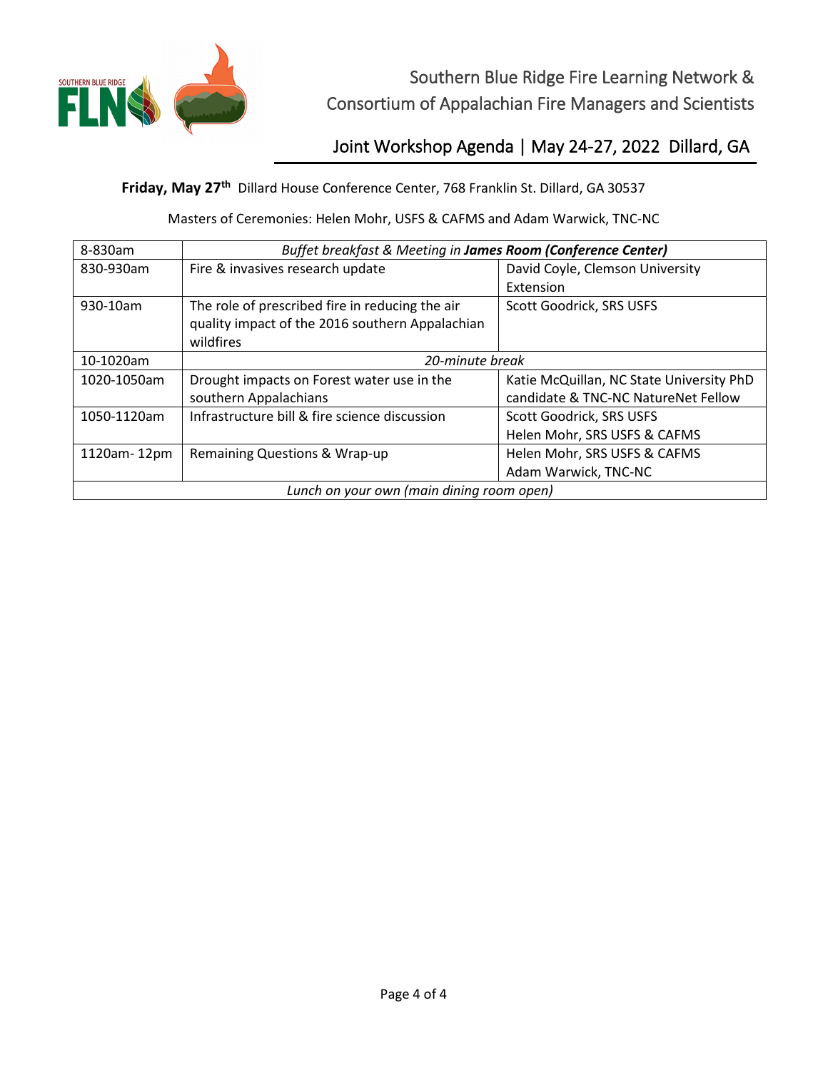Southern Blue Ridge Fire Learning Network &
Consortium of Appalachian Fire Managers and Scientists

## Joint Workshop Agenda | May 24-27, 2022 Dillard, GA

**Friday, May 27th** Dillard House Conference Center, 768 Franklin St. Dillard, GA 30537

Masters of Ceremonies: Helen Mohr, USFS & CAFMS and Adam Warwick, TNC-NC

| | | |
|---|---|---|
| 8-830am | *Buffet breakfast & Meeting in **James Room (Conference Center)*** | |
| 830-930am | Fire & invasives research update | David Coyle, Clemson University Extension |
| 930-10am | The role of prescribed fire in reducing the air quality impact of the 2016 southern Appalachian wildfires | Scott Goodrick, SRS USFS |
| 10-1020am | *20-minute break* | |
| 1020-1050am | Drought impacts on Forest water use in the southern Appalachians | Katie McQuillan, NC State University PhD candidate & TNC-NC NatureNet Fellow |
| 1050-1120am | Infrastructure bill & fire science discussion | Scott Goodrick, SRS USFS<br>Helen Mohr, SRS USFS & CAFMS |
| 1120am- 12pm | Remaining Questions & Wrap-up | Helen Mohr, SRS USFS & CAFMS<br>Adam Warwick, TNC-NC |
| *Lunch on your own (main dining room open)* | | |